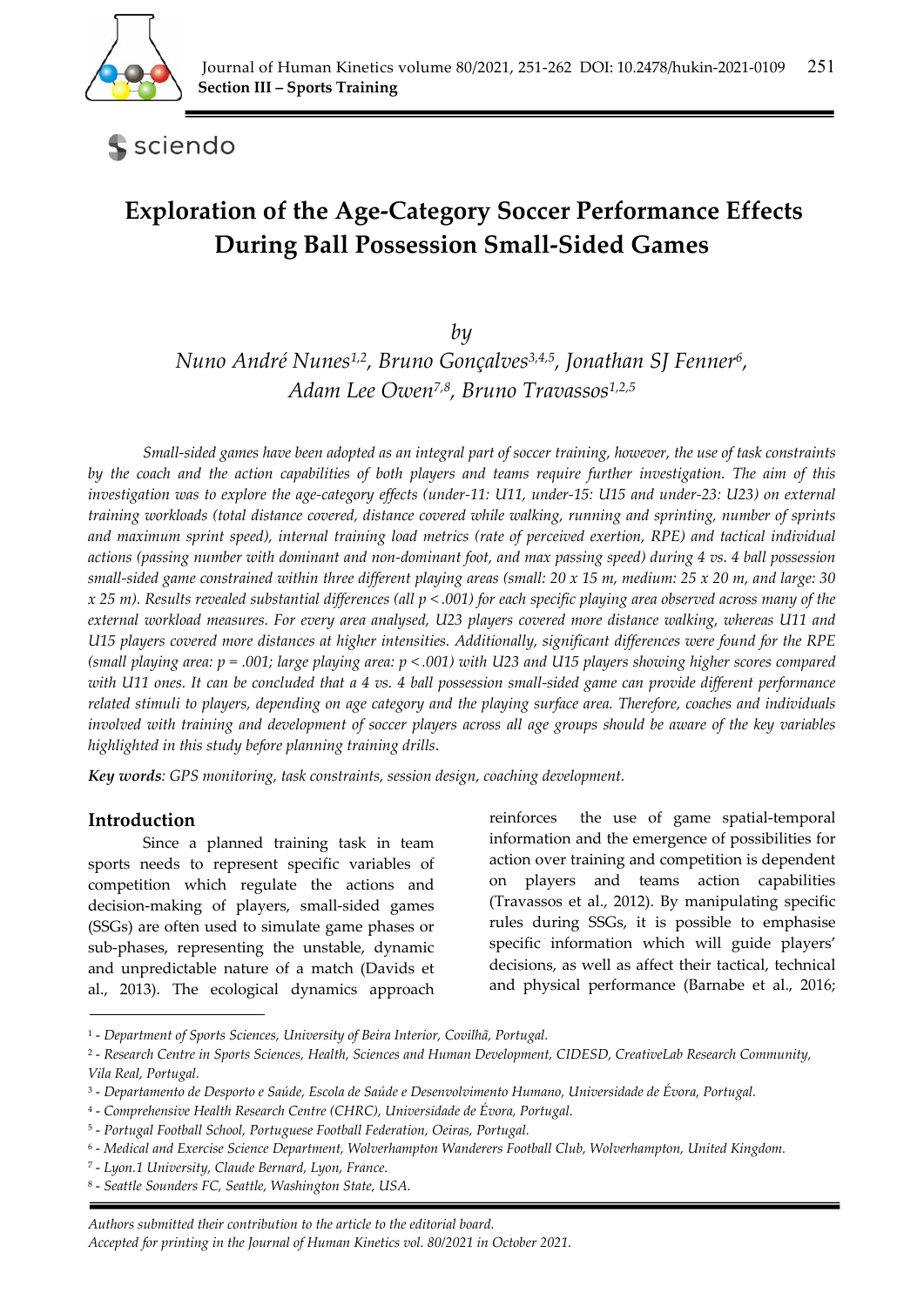Section III – Sports Training

# Exploration of the Age-Category Soccer Performance Effects During Ball Possession Small-Sided Games

*by*

*Nuno André Nunes*[1,2], *Bruno Gonçalves*[3,4,5], *Jonathan SJ Fenner*[6], *Adam Lee Owen*[7,8], *Bruno Travassos*[1,2,5]

*Small-sided games have been adopted as an integral part of soccer training, however, the use of task constraints by the coach and the action capabilities of both players and teams require further investigation. The aim of this investigation was to explore the age-category effects (under-11: U11, under-15: U15 and under-23: U23) on external training workloads (total distance covered, distance covered while walking, running and sprinting, number of sprints and maximum sprint speed), internal training load metrics (rate of perceived exertion, RPE) and tactical individual actions (passing number with dominant and non-dominant foot, and max passing speed) during 4 vs. 4 ball possession small-sided game constrained within three different playing areas (small: 20 x 15 m, medium: 25 x 20 m, and large: 30 x 25 m). Results revealed substantial differences (all $p < .001$) for each specific playing area observed across many of the external workload measures. For every area analysed, U23 players covered more distance walking, whereas U11 and U15 players covered more distances at higher intensities. Additionally, significant differences were found for the RPE (small playing area: $p = .001$; large playing area: $p < .001$) with U23 and U15 players showing higher scores compared with U11 ones. It can be concluded that a 4 vs. 4 ball possession small-sided game can provide different performance related stimuli to players, depending on age category and the playing surface area. Therefore, coaches and individuals involved with training and development of soccer players across all age groups should be aware of the key variables highlighted in this study before planning training drills.*

***Key words**: GPS monitoring, task constraints, session design, coaching development.*

## Introduction

Since a planned training task in team sports needs to represent specific variables of competition which regulate the actions and decision-making of players, small-sided games (SSGs) are often used to simulate game phases or sub-phases, representing the unstable, dynamic and unpredictable nature of a match (Davids et al., 2013). The ecological dynamics approach reinforces the use of game spatial-temporal information and the emergence of possibilities for action over training and competition is dependent on players and teams action capabilities (Travassos et al., 2012). By manipulating specific rules during SSGs, it is possible to emphasise specific information which will guide players' decisions, as well as affect their tactical, technical and physical performance (Barnabe et al., 2016;

[1] - *Department of Sports Sciences, University of Beira Interior, Covilhã, Portugal.*
[2] - *Research Centre in Sports Sciences, Health, Sciences and Human Development, CIDESD, CreativeLab Research Community, Vila Real, Portugal.*
[3] - *Departamento de Desporto e Saúde, Escola de Saúde e Desenvolvimento Humano, Universidade de Évora, Portugal.*
[4] - *Comprehensive Health Research Centre (CHRC), Universidade de Évora, Portugal.*
[5] - *Portugal Football School, Portuguese Football Federation, Oeiras, Portugal.*
[6] - *Medical and Exercise Science Department, Wolverhampton Wanderers Football Club, Wolverhampton, United Kingdom.*
[7] - *Lyon.1 University, Claude Bernard, Lyon, France.*
[8] - *Seattle Sounders FC, Seattle, Washington State, USA.*

*Authors submitted their contribution to the article to the editorial board.*
*Accepted for printing in the Journal of Human Kinetics vol. 80/2021 in October 2021.*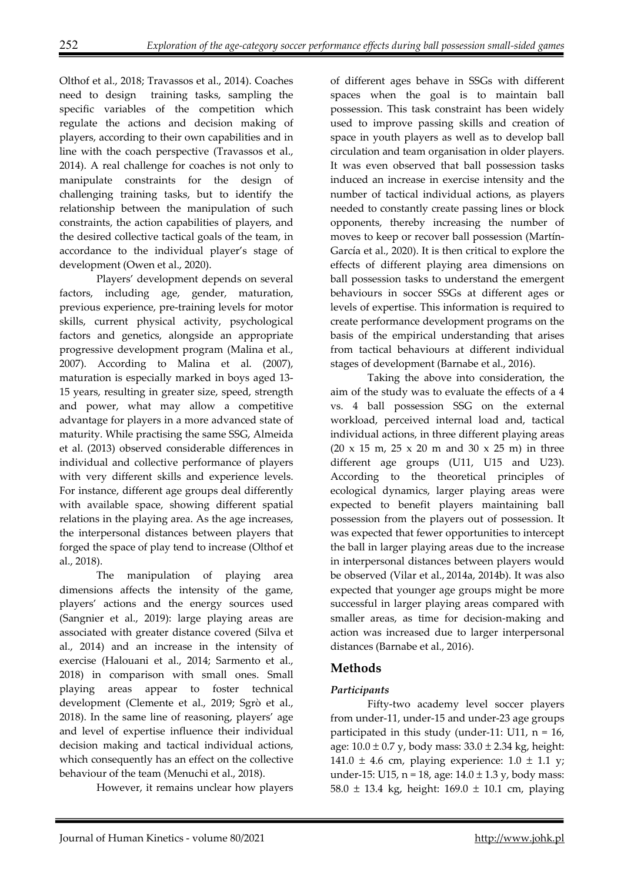Olthof et al., 2018; Travassos et al., 2014). Coaches need to design training tasks, sampling the specific variables of the competition which regulate the actions and decision making of players, according to their own capabilities and in line with the coach perspective (Travassos et al., 2014). A real challenge for coaches is not only to manipulate constraints for the design of challenging training tasks, but to identify the relationship between the manipulation of such constraints, the action capabilities of players, and the desired collective tactical goals of the team, in accordance to the individual player's stage of development (Owen et al., 2020).

Players' development depends on several factors, including age, gender, maturation, previous experience, pre-training levels for motor skills, current physical activity, psychological factors and genetics, alongside an appropriate progressive development program (Malina et al., 2007). According to Malina et al. (2007), maturation is especially marked in boys aged 13-15 years, resulting in greater size, speed, strength and power, what may allow a competitive advantage for players in a more advanced state of maturity. While practising the same SSG, Almeida et al. (2013) observed considerable differences in individual and collective performance of players with very different skills and experience levels. For instance, different age groups deal differently with available space, showing different spatial relations in the playing area. As the age increases, the interpersonal distances between players that forged the space of play tend to increase (Olthof et al., 2018).

The manipulation of playing area dimensions affects the intensity of the game, players' actions and the energy sources used (Sangnier et al., 2019): large playing areas are associated with greater distance covered (Silva et al., 2014) and an increase in the intensity of exercise (Halouani et al., 2014; Sarmento et al., 2018) in comparison with small ones. Small playing areas appear to foster technical development (Clemente et al., 2019; Sgrò et al., 2018). In the same line of reasoning, players' age and level of expertise influence their individual decision making and tactical individual actions, which consequently has an effect on the collective behaviour of the team (Menuchi et al., 2018).

However, it remains unclear how players of different ages behave in SSGs with different spaces when the goal is to maintain ball possession. This task constraint has been widely used to improve passing skills and creation of space in youth players as well as to develop ball circulation and team organisation in older players. It was even observed that ball possession tasks induced an increase in exercise intensity and the number of tactical individual actions, as players needed to constantly create passing lines or block opponents, thereby increasing the number of moves to keep or recover ball possession (Martín-García et al., 2020). It is then critical to explore the effects of different playing area dimensions on ball possession tasks to understand the emergent behaviours in soccer SSGs at different ages or levels of expertise. This information is required to create performance development programs on the basis of the empirical understanding that arises from tactical behaviours at different individual stages of development (Barnabe et al., 2016).

Taking the above into consideration, the aim of the study was to evaluate the effects of a 4 vs. 4 ball possession SSG on the external workload, perceived internal load and, tactical individual actions, in three different playing areas (20 x 15 m, 25 x 20 m and 30 x 25 m) in three different age groups (U11, U15 and U23). According to the theoretical principles of ecological dynamics, larger playing areas were expected to benefit players maintaining ball possession from the players out of possession. It was expected that fewer opportunities to intercept the ball in larger playing areas due to the increase in interpersonal distances between players would be observed (Vilar et al., 2014a, 2014b). It was also expected that younger age groups might be more successful in larger playing areas compared with smaller areas, as time for decision-making and action was increased due to larger interpersonal distances (Barnabe et al., 2016).

## Methods

### *Participants*

Fifty-two academy level soccer players from under-11, under-15 and under-23 age groups participated in this study (under-11: U11, n = 16, age: 10.0 ± 0.7 y, body mass: 33.0 ± 2.34 kg, height: 141.0 ± 4.6 cm, playing experience: 1.0 ± 1.1 y; under-15: U15, n = 18, age: 14.0 ± 1.3 y, body mass: 58.0 ± 13.4 kg, height: 169.0 ± 10.1 cm, playing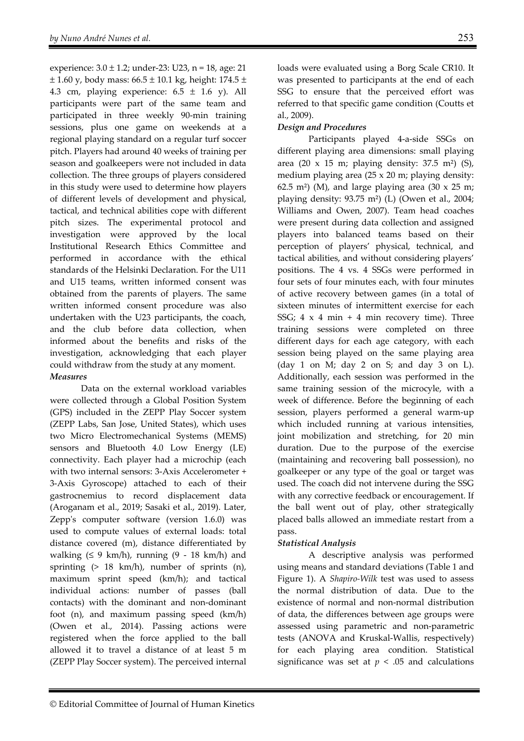experience: 3.0 ± 1.2; under-23: U23, n = 18, age: 21 ± 1.60 y, body mass: 66.5 ± 10.1 kg, height: 174.5 ± 4.3 cm, playing experience: 6.5 ± 1.6 y). All participants were part of the same team and participated in three weekly 90-min training sessions, plus one game on weekends at a regional playing standard on a regular turf soccer pitch. Players had around 40 weeks of training per season and goalkeepers were not included in data collection. The three groups of players considered in this study were used to determine how players of different levels of development and physical, tactical, and technical abilities cope with different pitch sizes. The experimental protocol and investigation were approved by the local Institutional Research Ethics Committee and performed in accordance with the ethical standards of the Helsinki Declaration. For the U11 and U15 teams, written informed consent was obtained from the parents of players. The same written informed consent procedure was also undertaken with the U23 participants, the coach, and the club before data collection, when informed about the benefits and risks of the investigation, acknowledging that each player could withdraw from the study at any moment.

### *Measures*

Data on the external workload variables were collected through a Global Position System (GPS) included in the ZEPP Play Soccer system (ZEPP Labs, San Jose, United States), which uses two Micro Electromechanical Systems (MEMS) sensors and Bluetooth 4.0 Low Energy (LE) connectivity. Each player had a microchip (each with two internal sensors: 3-Axis Accelerometer + 3-Axis Gyroscope) attached to each of their gastrocnemius to record displacement data (Aroganam et al., 2019; Sasaki et al., 2019). Later, Zepp's computer software (version 1.6.0) was used to compute values of external loads: total distance covered (m), distance differentiated by walking (≤ 9 km/h), running (9 - 18 km/h) and sprinting (> 18 km/h), number of sprints (n), maximum sprint speed (km/h); and tactical individual actions: number of passes (ball contacts) with the dominant and non-dominant foot (n), and maximum passing speed (km/h) (Owen et al., 2014). Passing actions were registered when the force applied to the ball allowed it to travel a distance of at least 5 m (ZEPP Play Soccer system). The perceived internal loads were evaluated using a Borg Scale CR10. It was presented to participants at the end of each SSG to ensure that the perceived effort was referred to that specific game condition (Coutts et al., 2009).

### *Design and Procedures*

Participants played 4-a-side SSGs on different playing area dimensions: small playing area (20 x 15 m; playing density: 37.5 m²) (S), medium playing area (25 x 20 m; playing density: 62.5 m²) (M), and large playing area (30 x 25 m; playing density: 93.75 m²) (L) (Owen et al., 2004; Williams and Owen, 2007). Team head coaches were present during data collection and assigned players into balanced teams based on their perception of players' physical, technical, and tactical abilities, and without considering players' positions. The 4 vs. 4 SSGs were performed in four sets of four minutes each, with four minutes of active recovery between games (in a total of sixteen minutes of intermittent exercise for each SSG; 4 x 4 min + 4 min recovery time). Three training sessions were completed on three different days for each age category, with each session being played on the same playing area (day 1 on M; day 2 on S; and day 3 on L). Additionally, each session was performed in the same training session of the microcyle, with a week of difference. Before the beginning of each session, players performed a general warm-up which included running at various intensities, joint mobilization and stretching, for 20 min duration. Due to the purpose of the exercise (maintaining and recovering ball possession), no goalkeeper or any type of the goal or target was used. The coach did not intervene during the SSG with any corrective feedback or encouragement. If the ball went out of play, other strategically placed balls allowed an immediate restart from a pass.

### *Statistical Analysis*

A descriptive analysis was performed using means and standard deviations (Table 1 and Figure 1). A *Shapiro-Wilk* test was used to assess the normal distribution of data. Due to the existence of normal and non-normal distribution of data, the differences between age groups were assessed using parametric and non-parametric tests (ANOVA and Kruskal-Wallis, respectively) for each playing area condition. Statistical significance was set at $p < .05$ and calculations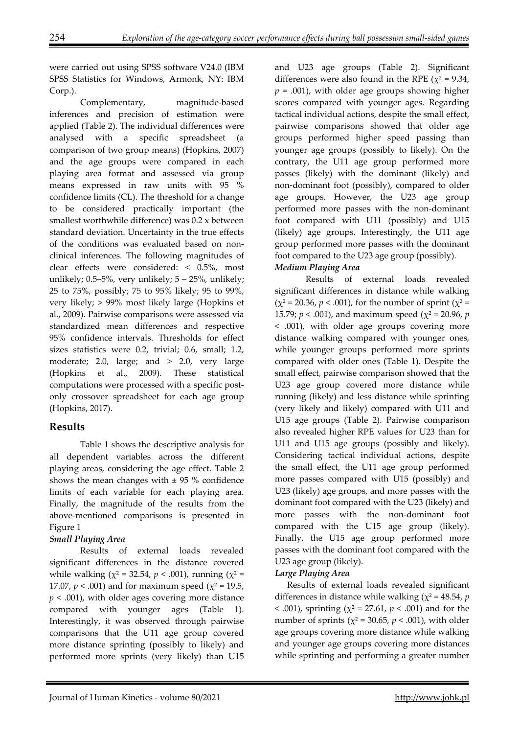were carried out using SPSS software V24.0 (IBM SPSS Statistics for Windows, Armonk, NY: IBM Corp.).

Complementary, magnitude-based inferences and precision of estimation were applied (Table 2). The individual differences were analysed with a specific spreadsheet (a comparison of two group means) (Hopkins, 2007) and the age groups were compared in each playing area format and assessed via group means expressed in raw units with 95 % confidence limits (CL). The threshold for a change to be considered practically important (the smallest worthwhile difference) was 0.2 x between standard deviation. Uncertainty in the true effects of the conditions was evaluated based on non-clinical inferences. The following magnitudes of clear effects were considered: < 0.5%, most unlikely; 0.5–5%, very unlikely; 5 – 25%, unlikely; 25 to 75%, possibly; 75 to 95% likely; 95 to 99%, very likely; > 99% most likely large (Hopkins et al., 2009). Pairwise comparisons were assessed via standardized mean differences and respective 95% confidence intervals. Thresholds for effect sizes statistics were 0.2, trivial; 0.6, small; 1.2, moderate; 2.0, large; and > 2.0, very large (Hopkins et al., 2009). These statistical computations were processed with a specific post-only crossover spreadsheet for each age group (Hopkins, 2017).

## Results

Table 1 shows the descriptive analysis for all dependent variables across the different playing areas, considering the age effect. Table 2 shows the mean changes with ± 95 % confidence limits of each variable for each playing area. Finally, the magnitude of the results from the above-mentioned comparisons is presented in Figure 1

### *Small Playing Area*

Results of external loads revealed significant differences in the distance covered while walking ($\chi^2 = 32.54$, $p < .001$), running ($\chi^2 = 17.07$, $p < .001$) and for maximum speed ($\chi^2 = 19.5$, $p < .001$), with older ages covering more distance compared with younger ages (Table 1). Interestingly, it was observed through pairwise comparisons that the U11 age group covered more distance sprinting (possibly to likely) and performed more sprints (very likely) than U15 and U23 age groups (Table 2). Significant differences were also found in the RPE ($\chi^2 = 9.34$, $p = .001$), with older age groups showing higher scores compared with younger ages. Regarding tactical individual actions, despite the small effect, pairwise comparisons showed that older age groups performed higher speed passing than younger age groups (possibly to likely). On the contrary, the U11 age group performed more passes (likely) with the dominant (likely) and non-dominant foot (possibly), compared to older age groups. However, the U23 age group performed more passes with the non-dominant foot compared with U11 (possibly) and U15 (likely) age groups. Interestingly, the U11 age group performed more passes with the dominant foot compared to the U23 age group (possibly).

### *Medium Playing Area*

Results of external loads revealed significant differences in distance while walking ($\chi^2 = 20.36$, $p < .001$), for the number of sprint ($\chi^2 = 15.79$; $p < .001$), and maximum speed ($\chi^2 = 20.96$, $p < .001$), with older age groups covering more distance walking compared with younger ones, while younger groups performed more sprints compared with older ones (Table 1). Despite the small effect, pairwise comparison showed that the U23 age group covered more distance while running (likely) and less distance while sprinting (very likely and likely) compared with U11 and U15 age groups (Table 2). Pairwise comparison also revealed higher RPE values for U23 than for U11 and U15 age groups (possibly and likely). Considering tactical individual actions, despite the small effect, the U11 age group performed more passes compared with U15 (possibly) and U23 (likely) age groups, and more passes with the dominant foot compared with the U23 (likely) and more passes with the non-dominant foot compared with the U15 age group (likely). Finally, the U15 age group performed more passes with the dominant foot compared with the U23 age group (likely).

### *Large Playing Area*

Results of external loads revealed significant differences in distance while walking ($\chi^2 = 48.54$, $p < .001$), sprinting ($\chi^2 = 27.61$, $p < .001$) and for the number of sprints ($\chi^2 = 30.65$, $p < .001$), with older age groups covering more distance while walking and younger age groups covering more distances while sprinting and performing a greater number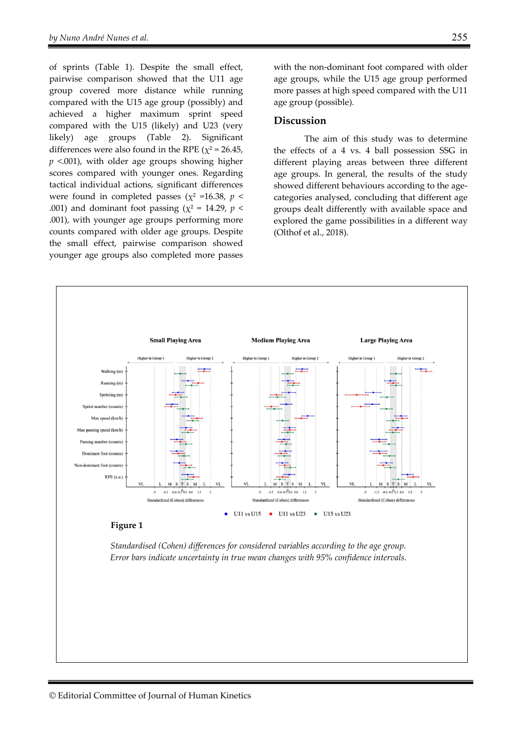of sprints (Table 1). Despite the small effect, pairwise comparison showed that the U11 age group covered more distance while running compared with the U15 age group (possibly) and achieved a higher maximum sprint speed compared with the U15 (likely) and U23 (very likely) age groups (Table 2). Significant differences were also found in the RPE ($\chi^2$ = 26.45, $p$ <.001), with older age groups showing higher scores compared with younger ones. Regarding tactical individual actions, significant differences were found in completed passes ($\chi^2$ =16.38, $p$ < .001) and dominant foot passing ($\chi^2$ = 14.29, $p$ < .001), with younger age groups performing more counts compared with older age groups. Despite the small effect, pairwise comparison showed younger age groups also completed more passes with the non-dominant foot compared with older age groups, while the U15 age group performed more passes at high speed compared with the U11 age group (possible).

## Discussion

The aim of this study was to determine the effects of a 4 vs. 4 ball possession SSG in different playing areas between three different age groups. In general, the results of the study showed different behaviours according to the age-categories analysed, concluding that different age groups dealt differently with available space and explored the game possibilities in a different way (Olthof et al., 2018).

**Figure 1**

*Standardised (Cohen) differences for considered variables according to the age group. Error bars indicate uncertainty in true mean changes with 95% confidence intervals.*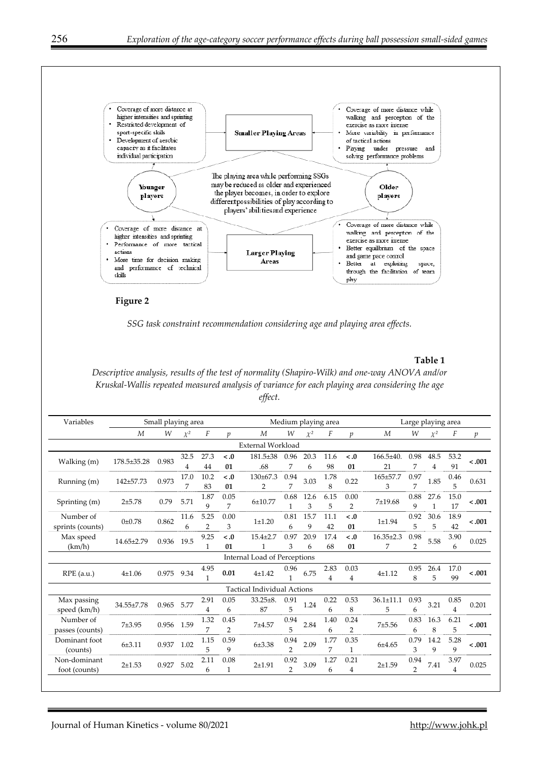**Younger players — Smaller Playing Areas:**

- Coverage of more distance at higher intensities and sprinting
- Restricted development of sport-specific skills
- Development of aerobic capacity as it facilitates individual participation

**Older players — Smaller Playing Areas:**

- Coverage of more distance while walking and perception of the exercise as more intense
- More variability in performance of tactical actions
- Playing under pressure and solving performance problems

The playing area while performing SSGs may be reduced as older and experienced the player becomes, in order to explore differentpossibilities of play according to players' abilitiesand experience

**Younger players — Larger Playing Areas:**

- Coverage of more distance at higher intensities and sprinting
- Performance of more tactical actions
- More time for decision making and performance of technical skills

**Older players — Larger Playing Areas:**

- Coverage of more distance while walking and perception of the exercise as more intense
- Better equilibrium of the space and game pace control
- Better at exploiting space, through the facilitation of team phy

**Figure 2**

*SSG task constraint recommendation considering age and playing area effects.*

**Table 1**

*Descriptive analysis, results of the test of normality (Shapiro-Wilk) and one-way ANOVA and/or Kruskal-Wallis repeated measured analysis of variance for each playing area considering the age effect.*

| Variables | Small playing area | | | | | Medium playing area | | | | | Large playing area | | | | |
|---|---|---|---|---|---|---|---|---|---|---|---|---|---|---|---|
| | *M* | *W* | $\chi^2$ | *F* | *p* | *M* | *W* | $\chi^2$ | *F* | *p* | *M* | *W* | $\chi^2$ | *F* | *p* |
| **External Workload** | | | | | | | | | | | | | | | |
| Walking (m) | 178.5±35.28 | 0.983 | 32.54 | 27.344 | **<.001** | 181.5±38.68 | 0.967 | 20.36 | 11.698 | **<.001** | 166.5±40.21 | 0.987 | 48.54 | 53.291 | **<.001** |
| Running (m) | 142±57.73 | 0.973 | 17.07 | 10.283 | **<.001** | 130±67.32 | 0.947 | 3.03 | 1.788 | 0.22 | 165±57.73 | 0.977 | 1.85 | 0.465 | 0.631 |
| Sprinting (m) | 2±5.78 | 0.79 | 5.71 | 1.879 | 0.057 | 6±10.77 | 0.681 | 12.63 | 6.155 | 0.002 | 7±19.68 | 0.889 | 27.61 | 15.017 | **<.001** |
| Number of sprints (counts) | 0±0.78 | 0.862 | 11.66 | 5.252 | 0.003 | 1±1.20 | 0.816 | 15.79 | 11.142 | **<.001** | 1±1.94 | 0.925 | 30.65 | 18.942 | **<.001** |
| Max speed (km/h) | 14.65±2.79 | 0.936 | 19.5 | 9.251 | **<.001** | 15.4±2.71 | 0.973 | 20.96 | 17.468 | **<.001** | 16.35±2.37 | 0.982 | 5.58 | 3.906 | 0.025 |
| **Internal Load of Perceptions** | | | | | | | | | | | | | | | |
| RPE (a.u.) | 4±1.06 | 0.975 | 9.34 | 4.951 | **0.01** | 4±1.42 | 0.961 | 6.75 | 2.834 | 0.034 | 4±1.12 | 0.958 | 26.45 | 17.099 | **<.001** |
| **Tactical Individual Actions** | | | | | | | | | | | | | | | |
| Max passing speed (km/h) | 34.55±7.78 | 0.965 | 5.77 | 2.914 | 0.056 | 33.25±8.87 | 0.915 | 1.24 | 0.226 | 0.538 | 36.1±11.15 | 0.936 | 3.21 | 0.854 | 0.201 |
| Number of passes (counts) | 7±3.95 | 0.956 | 1.59 | 1.327 | 0.452 | 7±4.57 | 0.945 | 2.84 | 1.406 | 0.242 | 7±5.56 | 0.836 | 16.38 | 6.215 | **<.001** |
| Dominant foot (counts) | 6±3.11 | 0.937 | 1.02 | 1.155 | 0.599 | 6±3.38 | 0.942 | 2.09 | 1.777 | 0.351 | 6±4.65 | 0.793 | 14.29 | 5.289 | **<.001** |
| Non-dominant foot (counts) | 2±1.53 | 0.927 | 5.02 | 2.116 | 0.081 | 2±1.91 | 0.922 | 3.09 | 1.276 | 0.214 | 2±1.59 | 0.942 | 7.41 | 3.974 | 0.025 |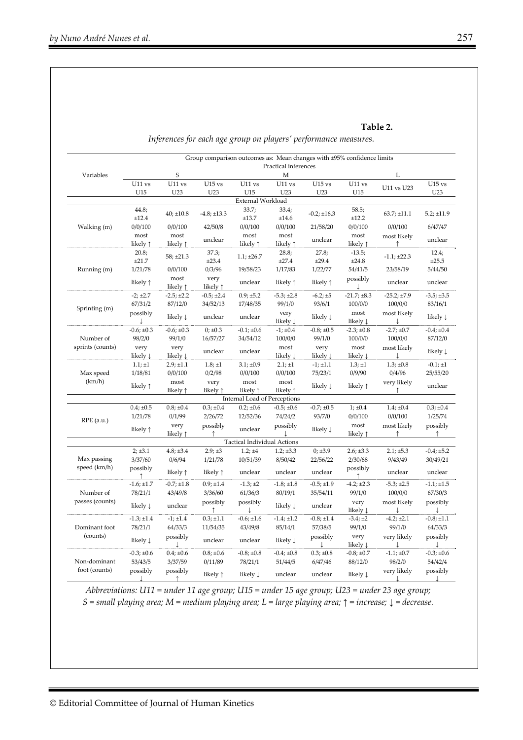**Table 2.**

*Inferences for each age group on players' performance measures.*

| Variables | Group comparison outcomes as: Mean changes with ±95% confidence limits / Practical inferences | | | | | | | | |
|---|---|---|---|---|---|---|---|---|---|
| | S | | | M | | | L | | |
| | U11 vs U15 | U11 vs U23 | U15 vs U23 | U11 vs U15 | U11 vs U23 | U15 vs U23 | U11 vs U15 | U11 vs U23 | U15 vs U23 |
| **External Workload** | | | | | | | | | |
| Walking (m) | 44.8; ±12.4<br>0/0/100<br>most likely ↑ | 40; ±10.8<br>0/0/100<br>most likely ↑ | -4.8; ±13.3<br>42/50/8<br>unclear | 33.7; ±13.7<br>0/0/100<br>most likely ↑ | 33.4; ±14.6<br>0/0/100<br>most likely ↑ | -0.2; ±16.3<br>21/58/20<br>unclear | 58.5; ±12.2<br>0/0/100<br>most likely ↑ | 63.7; ±11.1<br>0/0/100<br>most likely ↑ | 5.2; ±11.9<br>6/47/47<br>unclear |
| Running (m) | 20.8; ±21.7<br>1/21/78<br>likely ↑ | 58; ±21.3<br>0/0/100<br>most likely ↑ | 37.3; ±23.4<br>0/3/96<br>very likely ↑ | 1.1; ±26.7<br>19/58/23<br>unclear | 28.8; ±27.4<br>1/17/83<br>likely ↑ | 27.8; ±29.4<br>1/22/77<br>likely ↑ | -13.5; ±24.8<br>54/41/5<br>possibly ↓ | -1.1; ±22.3<br>23/58/19<br>unclear | 12.4; ±25.5<br>5/44/50<br>unclear |
| Sprinting (m) | -2; ±2.7<br>67/31/2<br>possibly ↓ | -2.5; ±2.2<br>87/12/0<br>likely ↓ | -0.5; ±2.4<br>34/52/13<br>unclear | 0.9; ±5.2<br>17/48/35<br>unclear | -5.3; ±2.8<br>99/1/0<br>very likely ↓ | -6.2; ±5<br>93/6/1<br>likely ↓ | -21.7; ±8.3<br>100/0/0<br>most likely ↓ | -25.2; ±7.9<br>100/0/0<br>most likely ↓ | -3.5; ±3.5<br>83/16/1<br>likely ↓ |
| Number of sprints (counts) | -0.6; ±0.3<br>98/2/0<br>very likely ↓ | -0.6; ±0.3<br>99/1/0<br>very likely ↓ | 0; ±0.3<br>16/57/27<br>unclear | -0.1; ±0.6<br>34/54/12<br>unclear | -1; ±0.4<br>100/0/0<br>most likely ↓ | -0.8; ±0.5<br>99/1/0<br>very likely ↓ | -2.3; ±0.8<br>100/0/0<br>most likely ↓ | -2.7; ±0.7<br>100/0/0<br>most likely ↓ | -0.4; ±0.4<br>87/12/0<br>likely ↓ |
| Max speed (km/h) | 1.1; ±1<br>1/18/81<br>likely ↑ | 2.9; ±1.1<br>0/1/99<br>most likely ↑ | 1.8; ±1<br>0/2/98<br>very likely ↑ | 3.1; ±0.9<br>0/0/100<br>most likely ↑ | 2.1; ±1<br>0/0/100<br>most likely ↑ | -1; ±1.1<br>75/23/1<br>likely ↓ | 1.3; ±1<br>0/9/90<br>likely ↑ | 1.3; ±0.8<br>0/4/96<br>very likely ↑ | -0.1; ±1<br>25/55/20<br>unclear |
| **Internal Load of Perceptions** | | | | | | | | | |
| RPE (a.u.) | 0.4; ±0.5<br>1/21/78<br>likely ↑ | 0.8; ±0.4<br>0/1/99<br>very likely ↑ | 0.3; ±0.4<br>2/26/72<br>possibly ↑ | 0.2; ±0.6<br>12/52/36<br>unclear | -0.5; ±0.6<br>74/24/2<br>possibly ↓ | -0.7; ±0.5<br>93/7/0<br>likely ↓ | 1; ±0.4<br>0/0/100<br>most likely ↑ | 1.4; ±0.4<br>0/0/100<br>most likely ↑ | 0.3; ±0.4<br>1/25/74<br>possibly ↑ |
| **Tactical Individual Actions** | | | | | | | | | |
| Max passing speed (km/h) | 2; ±3.1<br>3/37/60<br>possibly ↑ | 4.8; ±3.4<br>0/6/94<br>likely ↑ | 2.9; ±3<br>1/21/78<br>likely ↑ | 1.2; ±4<br>10/51/39<br>unclear | 1.2; ±3.3<br>8/50/42<br>unclear | 0; ±3.9<br>22/56/22<br>unclear | 2.6; ±3.3<br>2/30/68<br>possibly ↑ | 2.1; ±5.3<br>9/43/49<br>unclear | -0.4; ±5.2<br>30/49/21<br>unclear |
| Number of passes (counts) | -1.6; ±1.7<br>78/21/1<br>likely ↓ | -0.7; ±1.8<br>43/49/8<br>unclear | 0.9; ±1.4<br>3/36/60<br>possibly ↑ | -1.3; ±2<br>61/36/3<br>possibly ↓ | -1.8; ±1.8<br>80/19/1<br>likely ↓ | -0.5; ±1.9<br>35/54/11<br>unclear | -4.2; ±2.3<br>99/1/0<br>very likely ↓ | -5.3; ±2.5<br>100/0/0<br>most likely ↓ | -1.1; ±1.5<br>67/30/3<br>possibly ↓ |
| Dominant foot (counts) | -1.3; ±1.4<br>78/21/1<br>likely ↓ | -1; ±1.4<br>64/33/3<br>possibly ↓ | 0.3; ±1.1<br>11/54/35<br>unclear | -0.6; ±1.6<br>43/49/8<br>unclear | -1.4; ±1.2<br>85/14/1<br>likely ↓ | -0.8; ±1.4<br>57/38/5<br>possibly ↓ | -3.4; ±2<br>99/1/0<br>very likely ↓ | -4.2; ±2.1<br>99/1/0<br>very likely ↓ | -0.8; ±1.1<br>64/33/3<br>possibly ↓ |
| Non-dominant foot (counts) | -0.3; ±0.6<br>53/43/5<br>possibly ↓ | 0.4; ±0.6<br>3/37/59<br>possibly ↑ | 0.8; ±0.6<br>0/11/89<br>likely ↑ | -0.8; ±0.8<br>78/21/1<br>likely ↓ | -0.4; ±0.8<br>51/44/5<br>unclear | 0.3; ±0.8<br>6/47/46<br>unclear | -0.8; ±0.7<br>88/12/0<br>likely ↓ | -1.1; ±0.7<br>98/2/0<br>very likely ↓ | -0.3; ±0.6<br>54/42/4<br>possibly ↓ |

*Abbreviations: U11 = under 11 age group; U15 = under 15 age group; U23 = under 23 age group; S = small playing area; M = medium playing area; L = large playing area; ↑ = increase; ↓ = decrease.*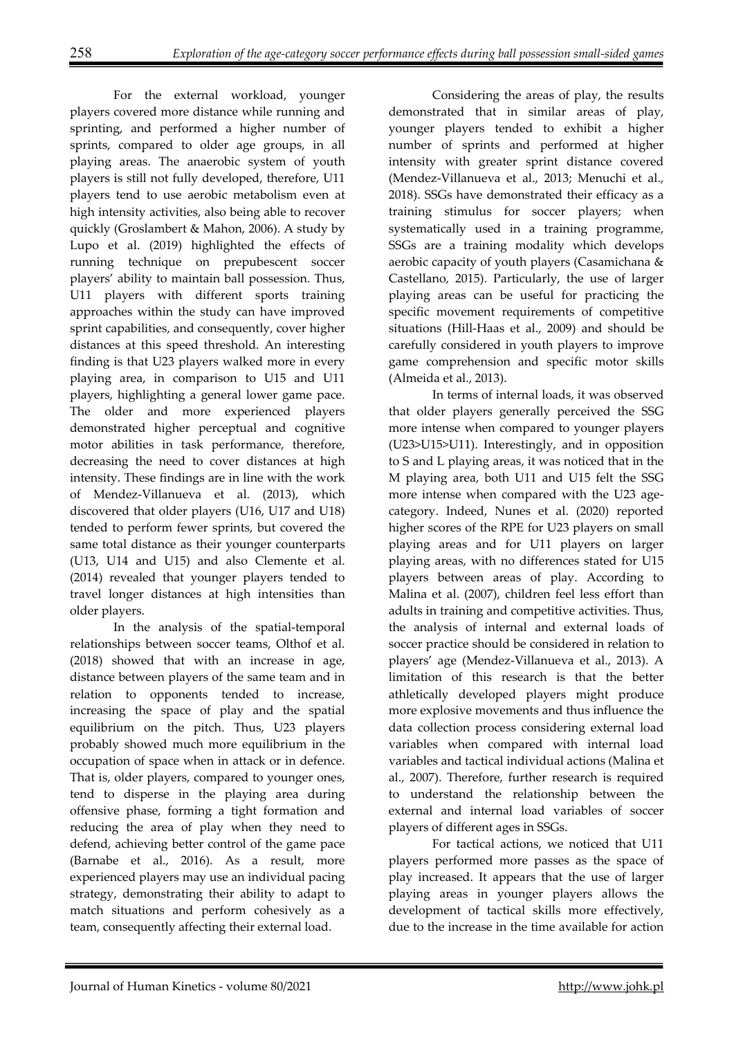For the external workload, younger players covered more distance while running and sprinting, and performed a higher number of sprints, compared to older age groups, in all playing areas. The anaerobic system of youth players is still not fully developed, therefore, U11 players tend to use aerobic metabolism even at high intensity activities, also being able to recover quickly (Groslambert & Mahon, 2006). A study by Lupo et al. (2019) highlighted the effects of running technique on prepubescent soccer players' ability to maintain ball possession. Thus, U11 players with different sports training approaches within the study can have improved sprint capabilities, and consequently, cover higher distances at this speed threshold. An interesting finding is that U23 players walked more in every playing area, in comparison to U15 and U11 players, highlighting a general lower game pace. The older and more experienced players demonstrated higher perceptual and cognitive motor abilities in task performance, therefore, decreasing the need to cover distances at high intensity. These findings are in line with the work of Mendez-Villanueva et al. (2013), which discovered that older players (U16, U17 and U18) tended to perform fewer sprints, but covered the same total distance as their younger counterparts (U13, U14 and U15) and also Clemente et al. (2014) revealed that younger players tended to travel longer distances at high intensities than older players.

In the analysis of the spatial-temporal relationships between soccer teams, Olthof et al. (2018) showed that with an increase in age, distance between players of the same team and in relation to opponents tended to increase, increasing the space of play and the spatial equilibrium on the pitch. Thus, U23 players probably showed much more equilibrium in the occupation of space when in attack or in defence. That is, older players, compared to younger ones, tend to disperse in the playing area during offensive phase, forming a tight formation and reducing the area of play when they need to defend, achieving better control of the game pace (Barnabe et al., 2016). As a result, more experienced players may use an individual pacing strategy, demonstrating their ability to adapt to match situations and perform cohesively as a team, consequently affecting their external load.

Considering the areas of play, the results demonstrated that in similar areas of play, younger players tended to exhibit a higher number of sprints and performed at higher intensity with greater sprint distance covered (Mendez-Villanueva et al., 2013; Menuchi et al., 2018). SSGs have demonstrated their efficacy as a training stimulus for soccer players; when systematically used in a training programme, SSGs are a training modality which develops aerobic capacity of youth players (Casamichana & Castellano, 2015). Particularly, the use of larger playing areas can be useful for practicing the specific movement requirements of competitive situations (Hill-Haas et al., 2009) and should be carefully considered in youth players to improve game comprehension and specific motor skills (Almeida et al., 2013).

In terms of internal loads, it was observed that older players generally perceived the SSG more intense when compared to younger players (U23>U15>U11). Interestingly, and in opposition to S and L playing areas, it was noticed that in the M playing area, both U11 and U15 felt the SSG more intense when compared with the U23 age-category. Indeed, Nunes et al. (2020) reported higher scores of the RPE for U23 players on small playing areas and for U11 players on larger playing areas, with no differences stated for U15 players between areas of play. According to Malina et al. (2007), children feel less effort than adults in training and competitive activities. Thus, the analysis of internal and external loads of soccer practice should be considered in relation to players' age (Mendez-Villanueva et al., 2013). A limitation of this research is that the better athletically developed players might produce more explosive movements and thus influence the data collection process considering external load variables when compared with internal load variables and tactical individual actions (Malina et al., 2007). Therefore, further research is required to understand the relationship between the external and internal load variables of soccer players of different ages in SSGs.

For tactical actions, we noticed that U11 players performed more passes as the space of play increased. It appears that the use of larger playing areas in younger players allows the development of tactical skills more effectively, due to the increase in the time available for action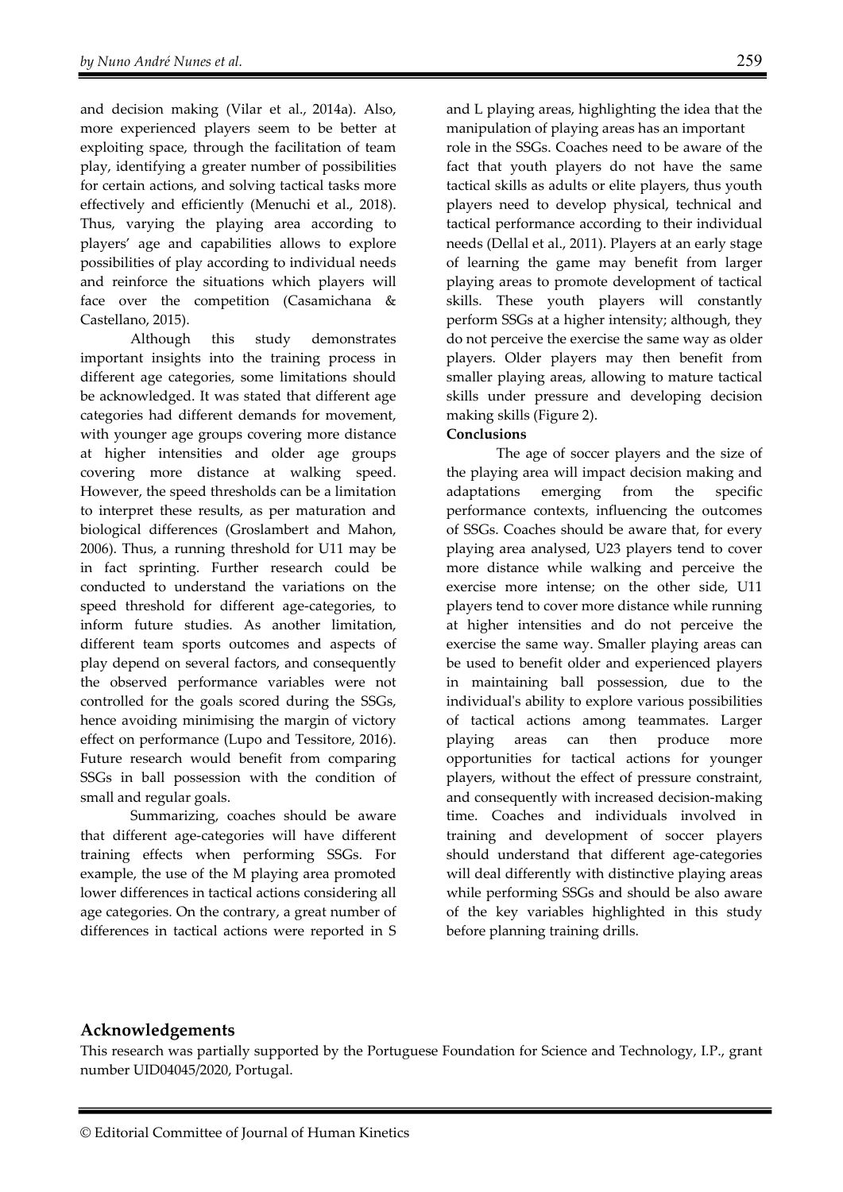and decision making (Vilar et al., 2014a). Also, more experienced players seem to be better at exploiting space, through the facilitation of team play, identifying a greater number of possibilities for certain actions, and solving tactical tasks more effectively and efficiently (Menuchi et al., 2018). Thus, varying the playing area according to players' age and capabilities allows to explore possibilities of play according to individual needs and reinforce the situations which players will face over the competition (Casamichana & Castellano, 2015).

Although this study demonstrates important insights into the training process in different age categories, some limitations should be acknowledged. It was stated that different age categories had different demands for movement, with younger age groups covering more distance at higher intensities and older age groups covering more distance at walking speed. However, the speed thresholds can be a limitation to interpret these results, as per maturation and biological differences (Groslambert and Mahon, 2006). Thus, a running threshold for U11 may be in fact sprinting. Further research could be conducted to understand the variations on the speed threshold for different age-categories, to inform future studies. As another limitation, different team sports outcomes and aspects of play depend on several factors, and consequently the observed performance variables were not controlled for the goals scored during the SSGs, hence avoiding minimising the margin of victory effect on performance (Lupo and Tessitore, 2016). Future research would benefit from comparing SSGs in ball possession with the condition of small and regular goals.

Summarizing, coaches should be aware that different age-categories will have different training effects when performing SSGs. For example, the use of the M playing area promoted lower differences in tactical actions considering all age categories. On the contrary, a great number of differences in tactical actions were reported in S and L playing areas, highlighting the idea that the manipulation of playing areas has an important role in the SSGs. Coaches need to be aware of the fact that youth players do not have the same tactical skills as adults or elite players, thus youth players need to develop physical, technical and tactical performance according to their individual needs (Dellal et al., 2011). Players at an early stage of learning the game may benefit from larger playing areas to promote development of tactical skills. These youth players will constantly perform SSGs at a higher intensity; although, they do not perceive the exercise the same way as older players. Older players may then benefit from smaller playing areas, allowing to mature tactical skills under pressure and developing decision making skills (Figure 2).

**Conclusions**

The age of soccer players and the size of the playing area will impact decision making and adaptations emerging from the specific performance contexts, influencing the outcomes of SSGs. Coaches should be aware that, for every playing area analysed, U23 players tend to cover more distance while walking and perceive the exercise more intense; on the other side, U11 players tend to cover more distance while running at higher intensities and do not perceive the exercise the same way. Smaller playing areas can be used to benefit older and experienced players in maintaining ball possession, due to the individual's ability to explore various possibilities of tactical actions among teammates. Larger playing areas can then produce more opportunities for tactical actions for younger players, without the effect of pressure constraint, and consequently with increased decision-making time. Coaches and individuals involved in training and development of soccer players should understand that different age-categories will deal differently with distinctive playing areas while performing SSGs and should be also aware of the key variables highlighted in this study before planning training drills.

## Acknowledgements

This research was partially supported by the Portuguese Foundation for Science and Technology, I.P., grant number UID04045/2020, Portugal.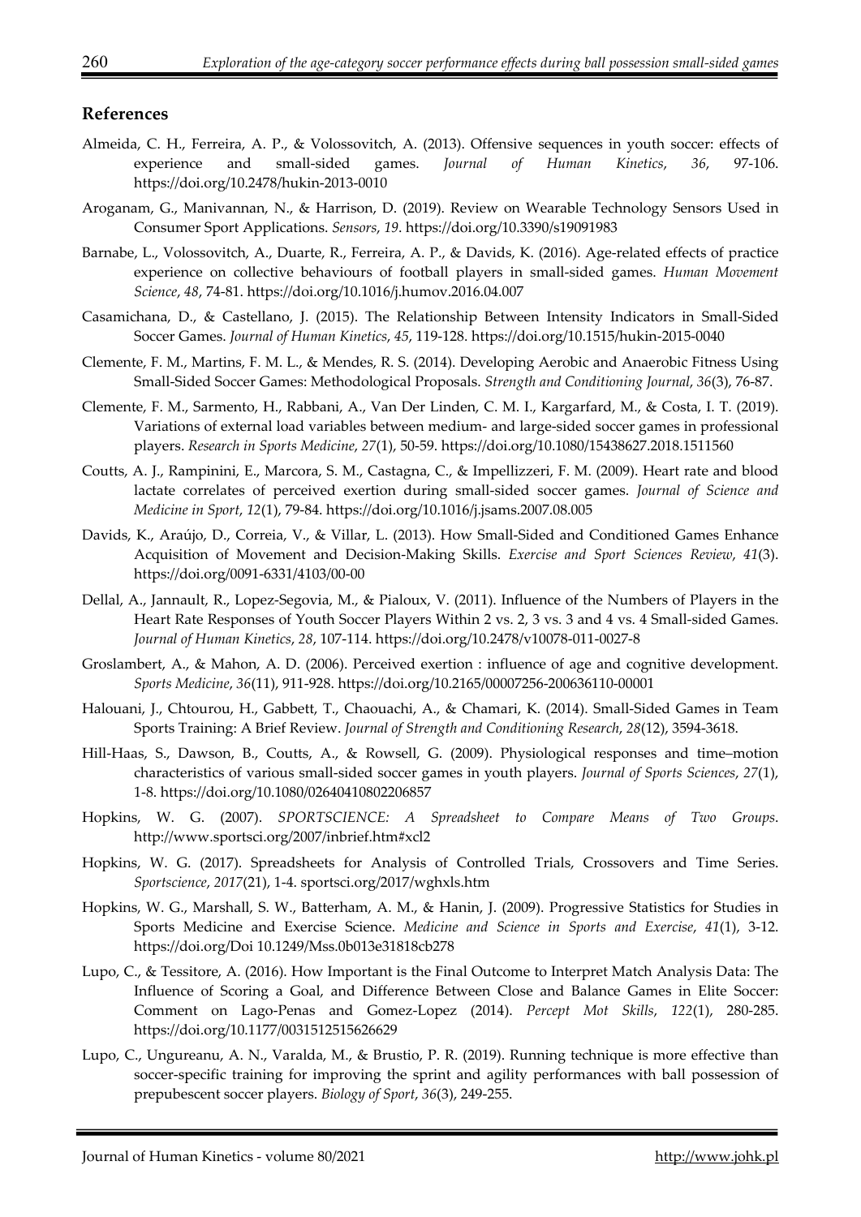## References

Almeida, C. H., Ferreira, A. P., & Volossovitch, A. (2013). Offensive sequences in youth soccer: effects of experience and small-sided games. *Journal of Human Kinetics*, *36*, 97-106. https://doi.org/10.2478/hukin-2013-0010

Aroganam, G., Manivannan, N., & Harrison, D. (2019). Review on Wearable Technology Sensors Used in Consumer Sport Applications. *Sensors*, *19*. https://doi.org/10.3390/s19091983

Barnabe, L., Volossovitch, A., Duarte, R., Ferreira, A. P., & Davids, K. (2016). Age-related effects of practice experience on collective behaviours of football players in small-sided games. *Human Movement Science*, *48*, 74-81. https://doi.org/10.1016/j.humov.2016.04.007

Casamichana, D., & Castellano, J. (2015). The Relationship Between Intensity Indicators in Small-Sided Soccer Games. *Journal of Human Kinetics*, *45*, 119-128. https://doi.org/10.1515/hukin-2015-0040

Clemente, F. M., Martins, F. M. L., & Mendes, R. S. (2014). Developing Aerobic and Anaerobic Fitness Using Small-Sided Soccer Games: Methodological Proposals. *Strength and Conditioning Journal*, *36*(3), 76-87.

Clemente, F. M., Sarmento, H., Rabbani, A., Van Der Linden, C. M. I., Kargarfard, M., & Costa, I. T. (2019). Variations of external load variables between medium- and large-sided soccer games in professional players. *Research in Sports Medicine*, *27*(1), 50-59. https://doi.org/10.1080/15438627.2018.1511560

Coutts, A. J., Rampinini, E., Marcora, S. M., Castagna, C., & Impellizzeri, F. M. (2009). Heart rate and blood lactate correlates of perceived exertion during small-sided soccer games. *Journal of Science and Medicine in Sport*, *12*(1), 79-84. https://doi.org/10.1016/j.jsams.2007.08.005

Davids, K., Araújo, D., Correia, V., & Villar, L. (2013). How Small-Sided and Conditioned Games Enhance Acquisition of Movement and Decision-Making Skills. *Exercise and Sport Sciences Review*, *41*(3). https://doi.org/0091-6331/4103/00-00

Dellal, A., Jannault, R., Lopez-Segovia, M., & Pialoux, V. (2011). Influence of the Numbers of Players in the Heart Rate Responses of Youth Soccer Players Within 2 vs. 2, 3 vs. 3 and 4 vs. 4 Small-sided Games. *Journal of Human Kinetics*, *28*, 107-114. https://doi.org/10.2478/v10078-011-0027-8

Groslambert, A., & Mahon, A. D. (2006). Perceived exertion : influence of age and cognitive development. *Sports Medicine*, *36*(11), 911-928. https://doi.org/10.2165/00007256-200636110-00001

Halouani, J., Chtourou, H., Gabbett, T., Chaouachi, A., & Chamari, K. (2014). Small-Sided Games in Team Sports Training: A Brief Review. *Journal of Strength and Conditioning Research*, *28*(12), 3594-3618.

Hill-Haas, S., Dawson, B., Coutts, A., & Rowsell, G. (2009). Physiological responses and time–motion characteristics of various small-sided soccer games in youth players. *Journal of Sports Sciences*, *27*(1), 1-8. https://doi.org/10.1080/02640410802206857

Hopkins, W. G. (2007). *SPORTSCIENCE: A Spreadsheet to Compare Means of Two Groups*. http://www.sportsci.org/2007/inbrief.htm#xcl2

Hopkins, W. G. (2017). Spreadsheets for Analysis of Controlled Trials, Crossovers and Time Series. *Sportscience*, *2017*(21), 1-4. sportsci.org/2017/wghxls.htm

Hopkins, W. G., Marshall, S. W., Batterham, A. M., & Hanin, J. (2009). Progressive Statistics for Studies in Sports Medicine and Exercise Science. *Medicine and Science in Sports and Exercise*, *41*(1), 3-12. https://doi.org/Doi 10.1249/Mss.0b013e31818cb278

Lupo, C., & Tessitore, A. (2016). How Important is the Final Outcome to Interpret Match Analysis Data: The Influence of Scoring a Goal, and Difference Between Close and Balance Games in Elite Soccer: Comment on Lago-Penas and Gomez-Lopez (2014). *Percept Mot Skills*, *122*(1), 280-285. https://doi.org/10.1177/0031512515626629

Lupo, C., Ungureanu, A. N., Varalda, M., & Brustio, P. R. (2019). Running technique is more effective than soccer-specific training for improving the sprint and agility performances with ball possession of prepubescent soccer players. *Biology of Sport*, *36*(3), 249-255.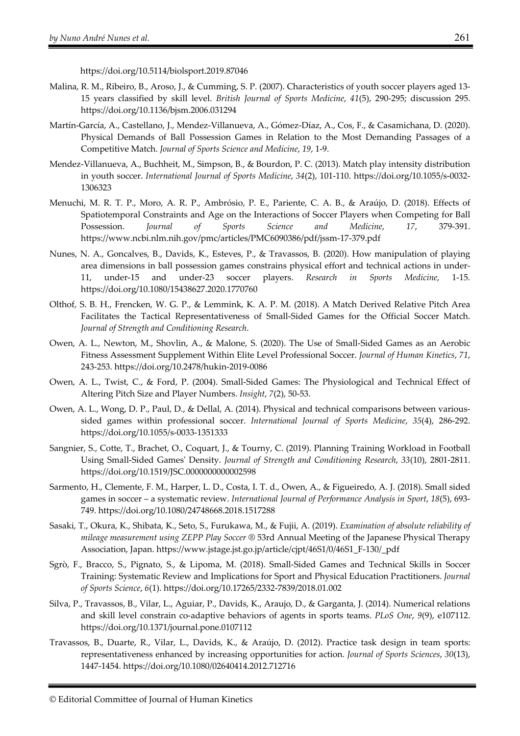https://doi.org/10.5114/biolsport.2019.87046

Malina, R. M., Ribeiro, B., Aroso, J., & Cumming, S. P. (2007). Characteristics of youth soccer players aged 13-15 years classified by skill level. *British Journal of Sports Medicine*, *41*(5), 290-295; discussion 295. https://doi.org/10.1136/bjsm.2006.031294

Martín-García, A., Castellano, J., Mendez-Villanueva, A., Gómez-Díaz, A., Cos, F., & Casamichana, D. (2020). Physical Demands of Ball Possession Games in Relation to the Most Demanding Passages of a Competitive Match. *Journal of Sports Science and Medicine*, *19*, 1-9.

Mendez-Villanueva, A., Buchheit, M., Simpson, B., & Bourdon, P. C. (2013). Match play intensity distribution in youth soccer. *International Journal of Sports Medicine*, *34*(2), 101-110. https://doi.org/10.1055/s-0032-1306323

Menuchi, M. R. T. P., Moro, A. R. P., Ambrósio, P. E., Pariente, C. A. B., & Araújo, D. (2018). Effects of Spatiotemporal Constraints and Age on the Interactions of Soccer Players when Competing for Ball Possession. *Journal of Sports Science and Medicine*, *17*, 379-391. https://www.ncbi.nlm.nih.gov/pmc/articles/PMC6090386/pdf/jssm-17-379.pdf

Nunes, N. A., Goncalves, B., Davids, K., Esteves, P., & Travassos, B. (2020). How manipulation of playing area dimensions in ball possession games constrains physical effort and technical actions in under-11, under-15 and under-23 soccer players. *Research in Sports Medicine*, 1-15. https://doi.org/10.1080/15438627.2020.1770760

Olthof, S. B. H., Frencken, W. G. P., & Lemmink, K. A. P. M. (2018). A Match Derived Relative Pitch Area Facilitates the Tactical Representativeness of Small-Sided Games for the Official Soccer Match. *Journal of Strength and Conditioning Research*.

Owen, A. L., Newton, M., Shovlin, A., & Malone, S. (2020). The Use of Small-Sided Games as an Aerobic Fitness Assessment Supplement Within Elite Level Professional Soccer. *Journal of Human Kinetics*, *71*, 243-253. https://doi.org/10.2478/hukin-2019-0086

Owen, A. L., Twist, C., & Ford, P. (2004). Small-Sided Games: The Physiological and Technical Effect of Altering Pitch Size and Player Numbers. *Insight*, *7*(2), 50-53.

Owen, A. L., Wong, D. P., Paul, D., & Dellal, A. (2014). Physical and technical comparisons between various-sided games within professional soccer. *International Journal of Sports Medicine*, *35*(4), 286-292. https://doi.org/10.1055/s-0033-1351333

Sangnier, S., Cotte, T., Brachet, O., Coquart, J., & Tourny, C. (2019). Planning Training Workload in Football Using Small-Sided Games' Density. *Journal of Strength and Conditioning Research*, *33*(10), 2801-2811. https://doi.org/10.1519/JSC.0000000000002598

Sarmento, H., Clemente, F. M., Harper, L. D., Costa, I. T. d., Owen, A., & Figueiredo, A. J. (2018). Small sided games in soccer – a systematic review. *International Journal of Performance Analysis in Sport*, *18*(5), 693-749. https://doi.org/10.1080/24748668.2018.1517288

Sasaki, T., Okura, K., Shibata, K., Seto, S., Furukawa, M., & Fujii, A. (2019). *Examination of absolute reliability of mileage measurement using ZEPP Play Soccer ®* 53rd Annual Meeting of the Japanese Physical Therapy Association, Japan. https://www.jstage.jst.go.jp/article/cjpt/46S1/0/46S1_F-130/_pdf

Sgrò, F., Bracco, S., Pignato, S., & Lipoma, M. (2018). Small-Sided Games and Technical Skills in Soccer Training: Systematic Review and Implications for Sport and Physical Education Practitioners. *Journal of Sports Science*, *6*(1). https://doi.org/10.17265/2332-7839/2018.01.002

Silva, P., Travassos, B., Vilar, L., Aguiar, P., Davids, K., Araujo, D., & Garganta, J. (2014). Numerical relations and skill level constrain co-adaptive behaviors of agents in sports teams. *PLoS One*, *9*(9), e107112. https://doi.org/10.1371/journal.pone.0107112

Travassos, B., Duarte, R., Vilar, L., Davids, K., & Araújo, D. (2012). Practice task design in team sports: representativeness enhanced by increasing opportunities for action. *Journal of Sports Sciences*, *30*(13), 1447-1454. https://doi.org/10.1080/02640414.2012.712716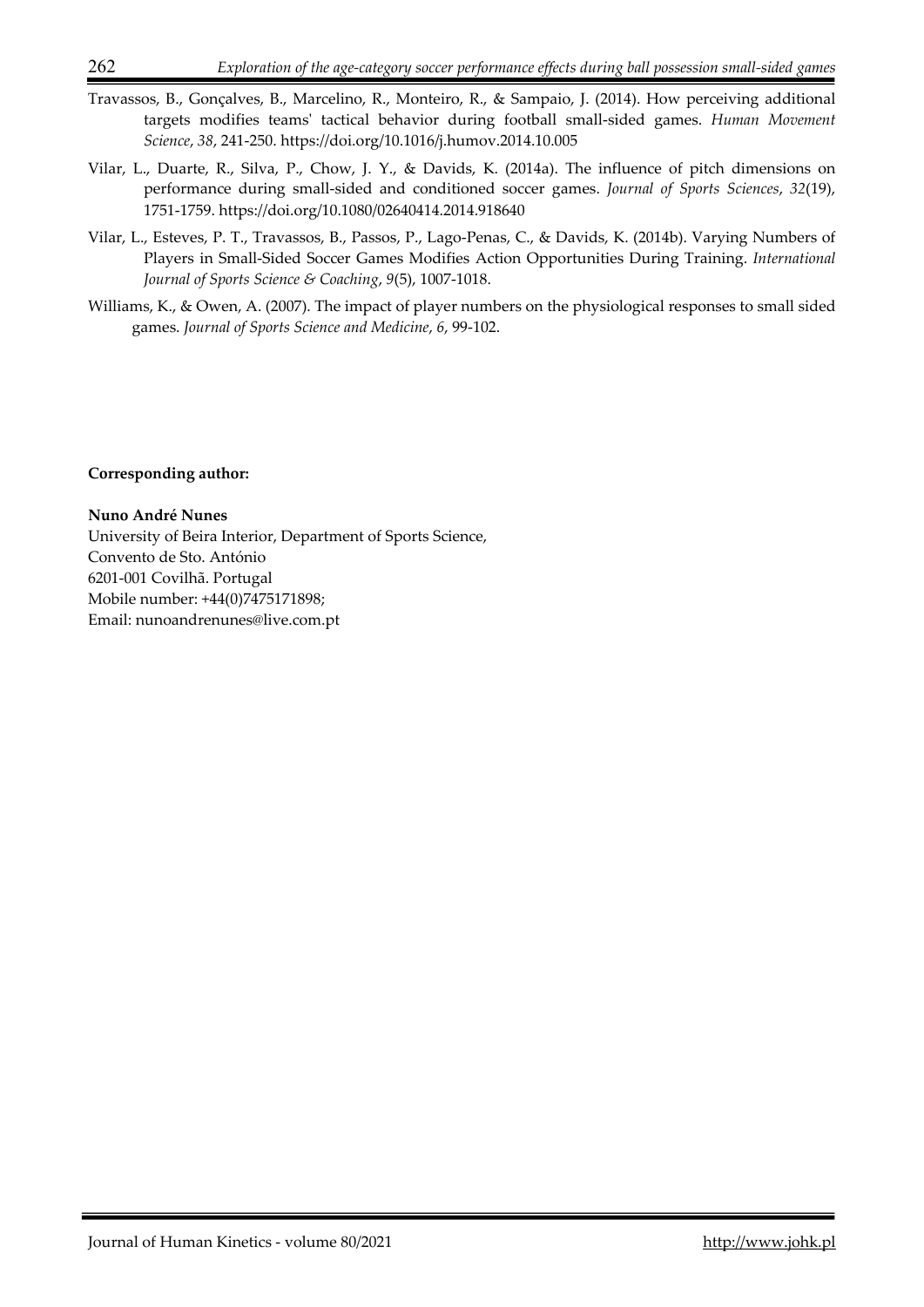Travassos, B., Gonçalves, B., Marcelino, R., Monteiro, R., & Sampaio, J. (2014). How perceiving additional targets modifies teams' tactical behavior during football small-sided games. *Human Movement Science*, *38*, 241-250. https://doi.org/10.1016/j.humov.2014.10.005

Vilar, L., Duarte, R., Silva, P., Chow, J. Y., & Davids, K. (2014a). The influence of pitch dimensions on performance during small-sided and conditioned soccer games. *Journal of Sports Sciences*, *32*(19), 1751-1759. https://doi.org/10.1080/02640414.2014.918640

Vilar, L., Esteves, P. T., Travassos, B., Passos, P., Lago-Penas, C., & Davids, K. (2014b). Varying Numbers of Players in Small-Sided Soccer Games Modifies Action Opportunities During Training. *International Journal of Sports Science & Coaching*, *9*(5), 1007-1018.

Williams, K., & Owen, A. (2007). The impact of player numbers on the physiological responses to small sided games. *Journal of Sports Science and Medicine*, *6*, 99-102.

**Corresponding author:**

**Nuno André Nunes**

University of Beira Interior, Department of Sports Science,
Convento de Sto. António
6201-001 Covilhã. Portugal
Mobile number: +44(0)7475171898;
Email: nunoandrenunes@live.com.pt